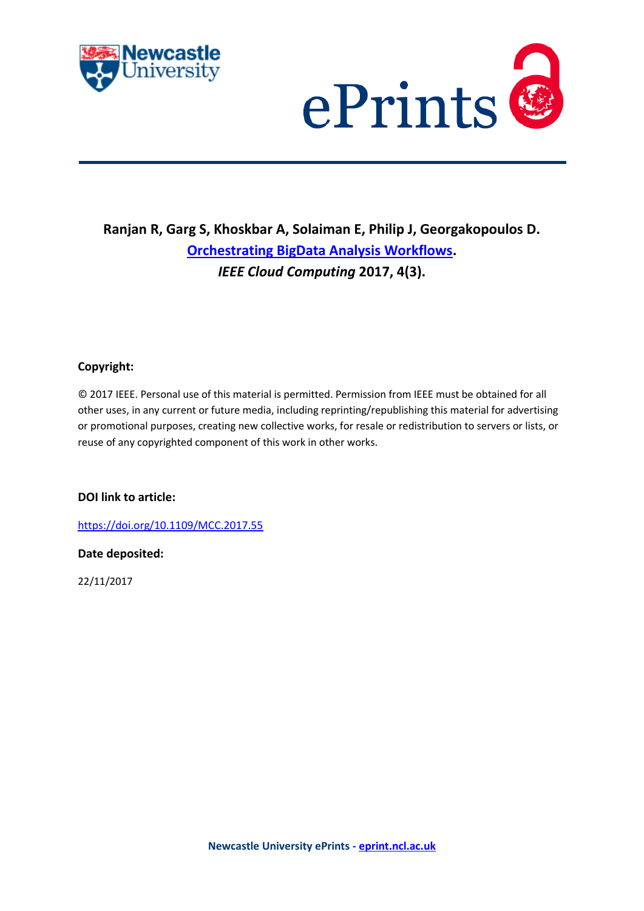**Ranjan R, Garg S, Khoskbar A, Solaiman E, Philip J, Georgakopoulos D.**

**[Orchestrating BigData Analysis Workflows](https://doi.org/10.1109/MCC.2017.55).**

***IEEE Cloud Computing* 2017, 4(3).**

**Copyright:**

© 2017 IEEE. Personal use of this material is permitted. Permission from IEEE must be obtained for all other uses, in any current or future media, including reprinting/republishing this material for advertising or promotional purposes, creating new collective works, for resale or redistribution to servers or lists, or reuse of any copyrighted component of this work in other works.

**DOI link to article:**

https://doi.org/10.1109/MCC.2017.55

**Date deposited:**

22/11/2017

**Newcastle University ePrints - eprint.ncl.ac.uk**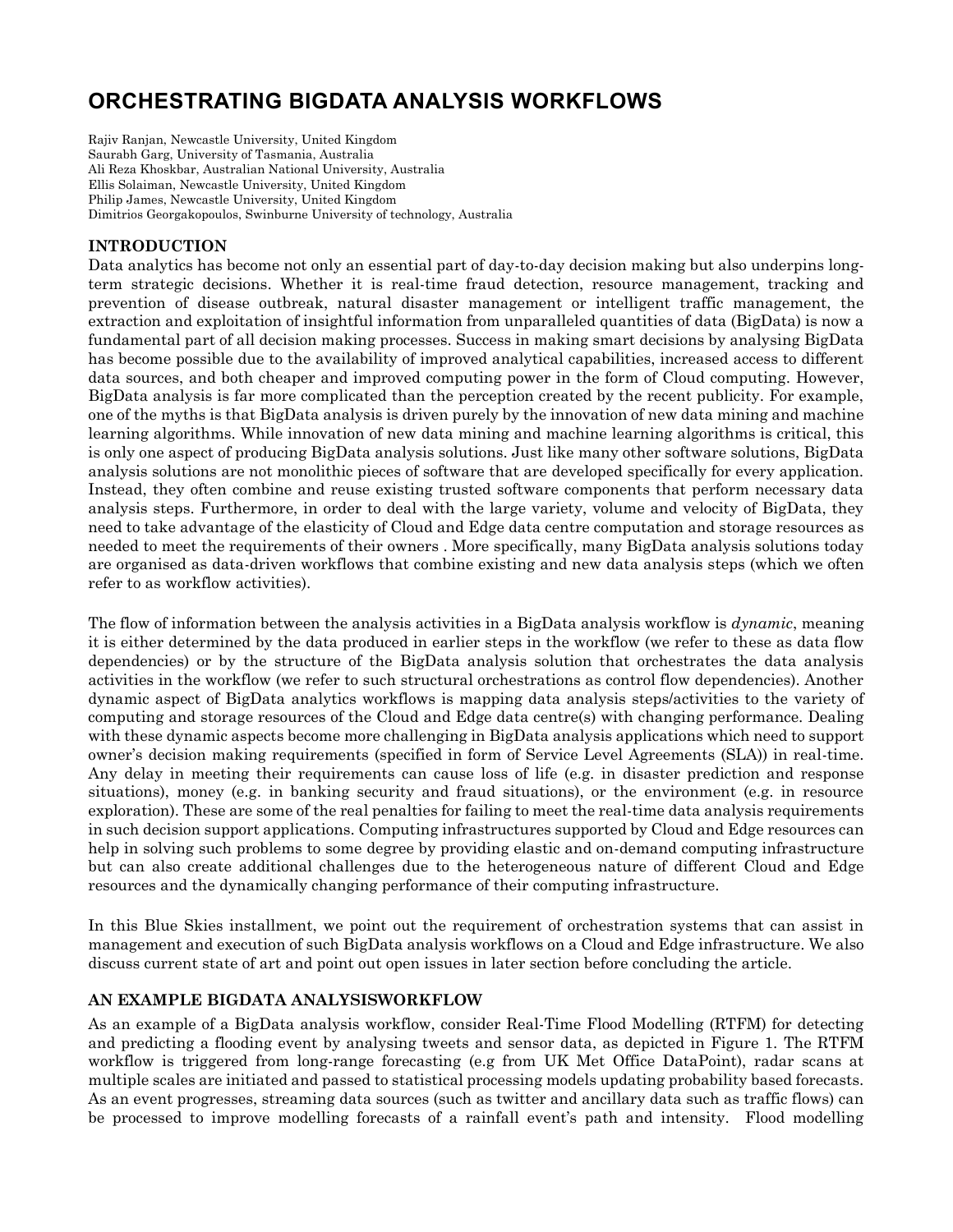# ORCHESTRATING BIGDATA ANALYSIS WORKFLOWS

Rajiv Ranjan, Newcastle University, United Kingdom
Saurabh Garg, University of Tasmania, Australia
Ali Reza Khoskbar, Australian National University, Australia
Ellis Solaiman, Newcastle University, United Kingdom
Philip James, Newcastle University, United Kingdom
Dimitrios Georgakopoulos, Swinburne University of technology, Australia

## INTRODUCTION

Data analytics has become not only an essential part of day-to-day decision making but also underpins long-term strategic decisions. Whether it is real-time fraud detection, resource management, tracking and prevention of disease outbreak, natural disaster management or intelligent traffic management, the extraction and exploitation of insightful information from unparalleled quantities of data (BigData) is now a fundamental part of all decision making processes. Success in making smart decisions by analysing BigData has become possible due to the availability of improved analytical capabilities, increased access to different data sources, and both cheaper and improved computing power in the form of Cloud computing. However, BigData analysis is far more complicated than the perception created by the recent publicity. For example, one of the myths is that BigData analysis is driven purely by the innovation of new data mining and machine learning algorithms. While innovation of new data mining and machine learning algorithms is critical, this is only one aspect of producing BigData analysis solutions. Just like many other software solutions, BigData analysis solutions are not monolithic pieces of software that are developed specifically for every application. Instead, they often combine and reuse existing trusted software components that perform necessary data analysis steps. Furthermore, in order to deal with the large variety, volume and velocity of BigData, they need to take advantage of the elasticity of Cloud and Edge data centre computation and storage resources as needed to meet the requirements of their owners . More specifically, many BigData analysis solutions today are organised as data-driven workflows that combine existing and new data analysis steps (which we often refer to as workflow activities).

The flow of information between the analysis activities in a BigData analysis workflow is *dynamic*, meaning it is either determined by the data produced in earlier steps in the workflow (we refer to these as data flow dependencies) or by the structure of the BigData analysis solution that orchestrates the data analysis activities in the workflow (we refer to such structural orchestrations as control flow dependencies). Another dynamic aspect of BigData analytics workflows is mapping data analysis steps/activities to the variety of computing and storage resources of the Cloud and Edge data centre(s) with changing performance. Dealing with these dynamic aspects become more challenging in BigData analysis applications which need to support owner's decision making requirements (specified in form of Service Level Agreements (SLA)) in real-time. Any delay in meeting their requirements can cause loss of life (e.g. in disaster prediction and response situations), money (e.g. in banking security and fraud situations), or the environment (e.g. in resource exploration). These are some of the real penalties for failing to meet the real-time data analysis requirements in such decision support applications. Computing infrastructures supported by Cloud and Edge resources can help in solving such problems to some degree by providing elastic and on-demand computing infrastructure but can also create additional challenges due to the heterogeneous nature of different Cloud and Edge resources and the dynamically changing performance of their computing infrastructure.

In this Blue Skies installment, we point out the requirement of orchestration systems that can assist in management and execution of such BigData analysis workflows on a Cloud and Edge infrastructure. We also discuss current state of art and point out open issues in later section before concluding the article.

## AN EXAMPLE BIGDATA ANALYSISWORKFLOW

As an example of a BigData analysis workflow, consider Real-Time Flood Modelling (RTFM) for detecting and predicting a flooding event by analysing tweets and sensor data, as depicted in Figure 1. The RTFM workflow is triggered from long-range forecasting (e.g from UK Met Office DataPoint), radar scans at multiple scales are initiated and passed to statistical processing models updating probability based forecasts. As an event progresses, streaming data sources (such as twitter and ancillary data such as traffic flows) can be processed to improve modelling forecasts of a rainfall event's path and intensity. Flood modelling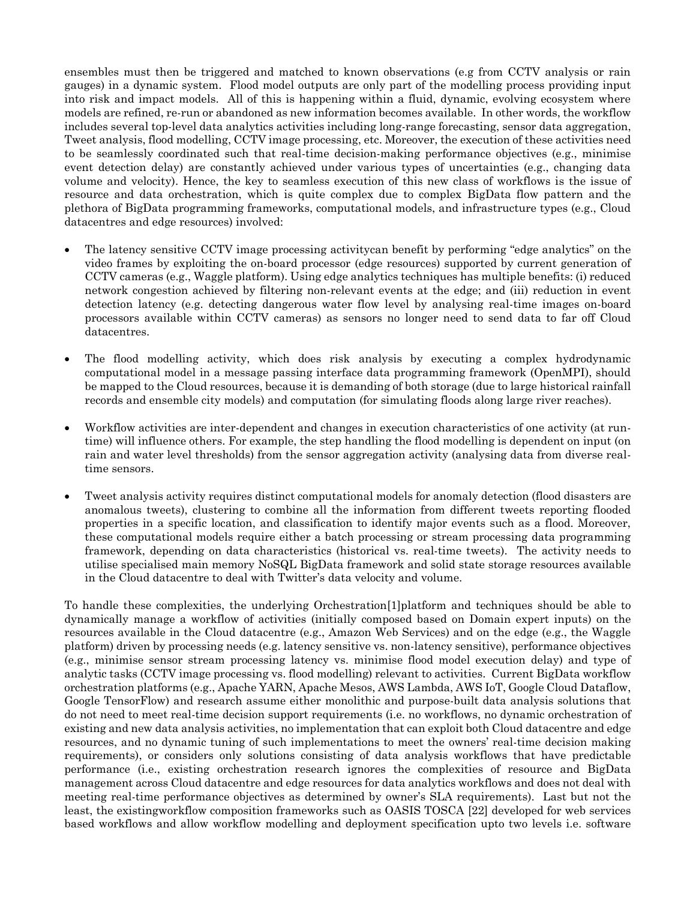ensembles must then be triggered and matched to known observations (e.g from CCTV analysis or rain gauges) in a dynamic system. Flood model outputs are only part of the modelling process providing input into risk and impact models. All of this is happening within a fluid, dynamic, evolving ecosystem where models are refined, re-run or abandoned as new information becomes available. In other words, the workflow includes several top-level data analytics activities including long-range forecasting, sensor data aggregation, Tweet analysis, flood modelling, CCTV image processing, etc. Moreover, the execution of these activities need to be seamlessly coordinated such that real-time decision-making performance objectives (e.g., minimise event detection delay) are constantly achieved under various types of uncertainties (e.g., changing data volume and velocity). Hence, the key to seamless execution of this new class of workflows is the issue of resource and data orchestration, which is quite complex due to complex BigData flow pattern and the plethora of BigData programming frameworks, computational models, and infrastructure types (e.g., Cloud datacentres and edge resources) involved:

- The latency sensitive CCTV image processing activitycan benefit by performing "edge analytics" on the video frames by exploiting the on-board processor (edge resources) supported by current generation of CCTV cameras (e.g., Waggle platform). Using edge analytics techniques has multiple benefits: (i) reduced network congestion achieved by filtering non-relevant events at the edge; and (iii) reduction in event detection latency (e.g. detecting dangerous water flow level by analysing real-time images on-board processors available within CCTV cameras) as sensors no longer need to send data to far off Cloud datacentres.

- The flood modelling activity, which does risk analysis by executing a complex hydrodynamic computational model in a message passing interface data programming framework (OpenMPI), should be mapped to the Cloud resources, because it is demanding of both storage (due to large historical rainfall records and ensemble city models) and computation (for simulating floods along large river reaches).

- Workflow activities are inter-dependent and changes in execution characteristics of one activity (at run-time) will influence others. For example, the step handling the flood modelling is dependent on input (on rain and water level thresholds) from the sensor aggregation activity (analysing data from diverse real-time sensors.

- Tweet analysis activity requires distinct computational models for anomaly detection (flood disasters are anomalous tweets), clustering to combine all the information from different tweets reporting flooded properties in a specific location, and classification to identify major events such as a flood. Moreover, these computational models require either a batch processing or stream processing data programming framework, depending on data characteristics (historical vs. real-time tweets). The activity needs to utilise specialised main memory NoSQL BigData framework and solid state storage resources available in the Cloud datacentre to deal with Twitter's data velocity and volume.

To handle these complexities, the underlying Orchestration[1]platform and techniques should be able to dynamically manage a workflow of activities (initially composed based on Domain expert inputs) on the resources available in the Cloud datacentre (e.g., Amazon Web Services) and on the edge (e.g., the Waggle platform) driven by processing needs (e.g. latency sensitive vs. non-latency sensitive), performance objectives (e.g., minimise sensor stream processing latency vs. minimise flood model execution delay) and type of analytic tasks (CCTV image processing vs. flood modelling) relevant to activities. Current BigData workflow orchestration platforms (e.g., Apache YARN, Apache Mesos, AWS Lambda, AWS IoT, Google Cloud Dataflow, Google TensorFlow) and research assume either monolithic and purpose-built data analysis solutions that do not need to meet real-time decision support requirements (i.e. no workflows, no dynamic orchestration of existing and new data analysis activities, no implementation that can exploit both Cloud datacentre and edge resources, and no dynamic tuning of such implementations to meet the owners' real-time decision making requirements), or considers only solutions consisting of data analysis workflows that have predictable performance (i.e., existing orchestration research ignores the complexities of resource and BigData management across Cloud datacentre and edge resources for data analytics workflows and does not deal with meeting real-time performance objectives as determined by owner's SLA requirements). Last but not the least, the existingworkflow composition frameworks such as OASIS TOSCA [22] developed for web services based workflows and allow workflow modelling and deployment specification upto two levels i.e. software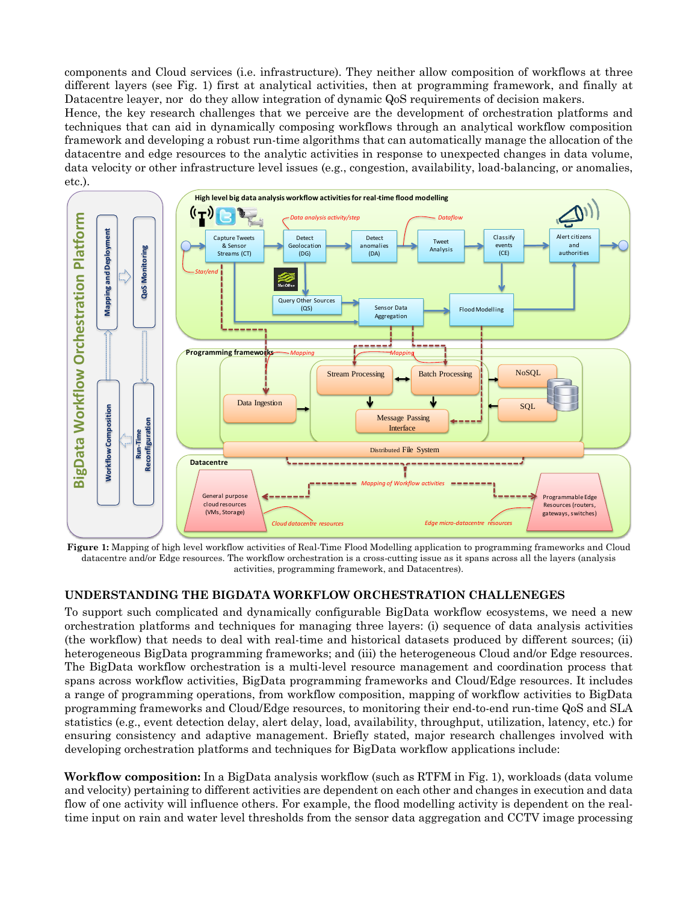components and Cloud services (i.e. infrastructure). They neither allow composition of workflows at three different layers (see Fig. 1) first at analytical activities, then at programming framework, and finally at Datacentre leayer, nor do they allow integration of dynamic QoS requirements of decision makers.

Hence, the key research challenges that we perceive are the development of orchestration platforms and techniques that can aid in dynamically composing workflows through an analytical workflow composition framework and developing a robust run-time algorithms that can automatically manage the allocation of the datacentre and edge resources to the analytic activities in response to unexpected changes in data volume, data velocity or other infrastructure level issues (e.g., congestion, availability, load-balancing, or anomalies, etc.).

**Figure 1:** Mapping of high level workflow activities of Real-Time Flood Modelling application to programming frameworks and Cloud datacentre and/or Edge resources. The workflow orchestration is a cross-cutting issue as it spans across all the layers (analysis activities, programming framework, and Datacentres).

## UNDERSTANDING THE BIGDATA WORKFLOW ORCHESTRATION CHALLENEGES

To support such complicated and dynamically configurable BigData workflow ecosystems, we need a new orchestration platforms and techniques for managing three layers: (i) sequence of data analysis activities (the workflow) that needs to deal with real-time and historical datasets produced by different sources; (ii) heterogeneous BigData programming frameworks; and (iii) the heterogeneous Cloud and/or Edge resources. The BigData workflow orchestration is a multi-level resource management and coordination process that spans across workflow activities, BigData programming frameworks and Cloud/Edge resources. It includes a range of programming operations, from workflow composition, mapping of workflow activities to BigData programming frameworks and Cloud/Edge resources, to monitoring their end-to-end run-time QoS and SLA statistics (e.g., event detection delay, alert delay, load, availability, throughput, utilization, latency, etc.) for ensuring consistency and adaptive management. Briefly stated, major research challenges involved with developing orchestration platforms and techniques for BigData workflow applications include:

**Workflow composition:** In a BigData analysis workflow (such as RTFM in Fig. 1), workloads (data volume and velocity) pertaining to different activities are dependent on each other and changes in execution and data flow of one activity will influence others. For example, the flood modelling activity is dependent on the real-time input on rain and water level thresholds from the sensor data aggregation and CCTV image processing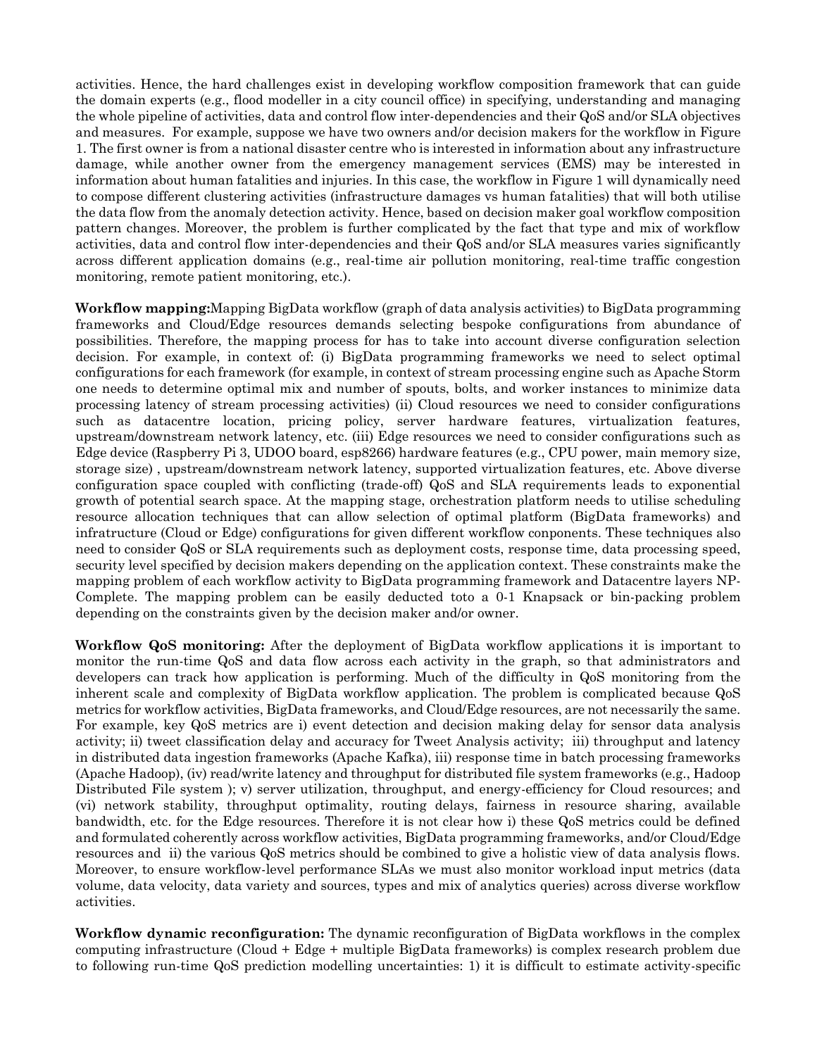activities. Hence, the hard challenges exist in developing workflow composition framework that can guide the domain experts (e.g., flood modeller in a city council office) in specifying, understanding and managing the whole pipeline of activities, data and control flow inter-dependencies and their QoS and/or SLA objectives and measures. For example, suppose we have two owners and/or decision makers for the workflow in Figure 1. The first owner is from a national disaster centre who is interested in information about any infrastructure damage, while another owner from the emergency management services (EMS) may be interested in information about human fatalities and injuries. In this case, the workflow in Figure 1 will dynamically need to compose different clustering activities (infrastructure damages vs human fatalities) that will both utilise the data flow from the anomaly detection activity. Hence, based on decision maker goal workflow composition pattern changes. Moreover, the problem is further complicated by the fact that type and mix of workflow activities, data and control flow inter-dependencies and their QoS and/or SLA measures varies significantly across different application domains (e.g., real-time air pollution monitoring, real-time traffic congestion monitoring, remote patient monitoring, etc.).

**Workflow mapping:**Mapping BigData workflow (graph of data analysis activities) to BigData programming frameworks and Cloud/Edge resources demands selecting bespoke configurations from abundance of possibilities. Therefore, the mapping process for has to take into account diverse configuration selection decision. For example, in context of: (i) BigData programming frameworks we need to select optimal configurations for each framework (for example, in context of stream processing engine such as Apache Storm one needs to determine optimal mix and number of spouts, bolts, and worker instances to minimize data processing latency of stream processing activities) (ii) Cloud resources we need to consider configurations such as datacentre location, pricing policy, server hardware features, virtualization features, upstream/downstream network latency, etc. (iii) Edge resources we need to consider configurations such as Edge device (Raspberry Pi 3, UDOO board, esp8266) hardware features (e.g., CPU power, main memory size, storage size) , upstream/downstream network latency, supported virtualization features, etc. Above diverse configuration space coupled with conflicting (trade-off) QoS and SLA requirements leads to exponential growth of potential search space. At the mapping stage, orchestration platform needs to utilise scheduling resource allocation techniques that can allow selection of optimal platform (BigData frameworks) and infratructure (Cloud or Edge) configurations for given different workflow conponents. These techniques also need to consider QoS or SLA requirements such as deployment costs, response time, data processing speed, security level specified by decision makers depending on the application context. These constraints make the mapping problem of each workflow activity to BigData programming framework and Datacentre layers NP-Complete. The mapping problem can be easily deducted toto a 0-1 Knapsack or bin-packing problem depending on the constraints given by the decision maker and/or owner.

**Workflow QoS monitoring:** After the deployment of BigData workflow applications it is important to monitor the run-time QoS and data flow across each activity in the graph, so that administrators and developers can track how application is performing. Much of the difficulty in QoS monitoring from the inherent scale and complexity of BigData workflow application. The problem is complicated because QoS metrics for workflow activities, BigData frameworks, and Cloud/Edge resources, are not necessarily the same. For example, key QoS metrics are i) event detection and decision making delay for sensor data analysis activity; ii) tweet classification delay and accuracy for Tweet Analysis activity; iii) throughput and latency in distributed data ingestion frameworks (Apache Kafka), iii) response time in batch processing frameworks (Apache Hadoop), (iv) read/write latency and throughput for distributed file system frameworks (e.g., Hadoop Distributed File system ); v) server utilization, throughput, and energy-efficiency for Cloud resources; and (vi) network stability, throughput optimality, routing delays, fairness in resource sharing, available bandwidth, etc. for the Edge resources. Therefore it is not clear how i) these QoS metrics could be defined and formulated coherently across workflow activities, BigData programming frameworks, and/or Cloud/Edge resources and ii) the various QoS metrics should be combined to give a holistic view of data analysis flows. Moreover, to ensure workflow-level performance SLAs we must also monitor workload input metrics (data volume, data velocity, data variety and sources, types and mix of analytics queries) across diverse workflow activities.

**Workflow dynamic reconfiguration:** The dynamic reconfiguration of BigData workflows in the complex computing infrastructure (Cloud + Edge + multiple BigData frameworks) is complex research problem due to following run-time QoS prediction modelling uncertainties: 1) it is difficult to estimate activity-specific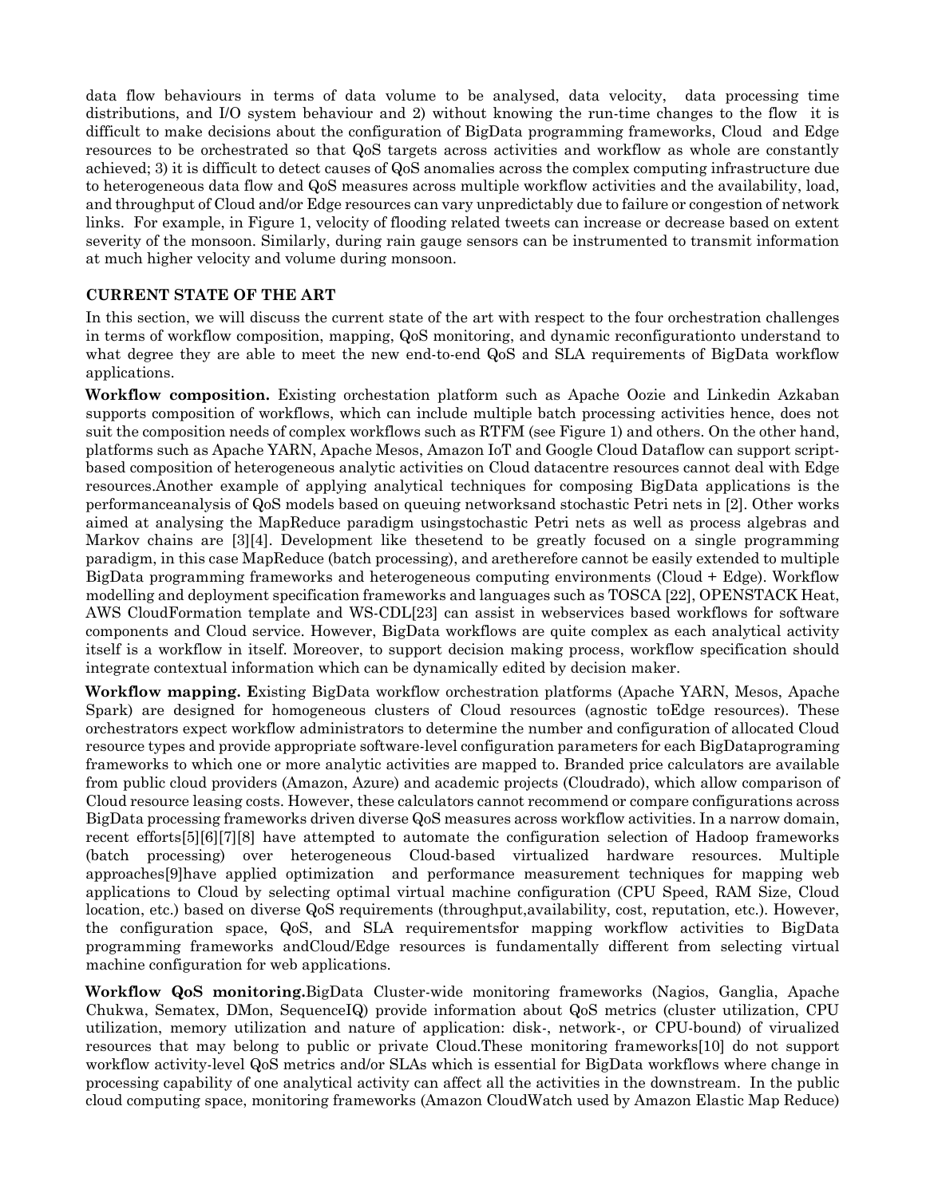data flow behaviours in terms of data volume to be analysed, data velocity, data processing time distributions, and I/O system behaviour and 2) without knowing the run-time changes to the flow it is difficult to make decisions about the configuration of BigData programming frameworks, Cloud and Edge resources to be orchestrated so that QoS targets across activities and workflow as whole are constantly achieved; 3) it is difficult to detect causes of QoS anomalies across the complex computing infrastructure due to heterogeneous data flow and QoS measures across multiple workflow activities and the availability, load, and throughput of Cloud and/or Edge resources can vary unpredictably due to failure or congestion of network links. For example, in Figure 1, velocity of flooding related tweets can increase or decrease based on extent severity of the monsoon. Similarly, during rain gauge sensors can be instrumented to transmit information at much higher velocity and volume during monsoon.

## CURRENT STATE OF THE ART

In this section, we will discuss the current state of the art with respect to the four orchestration challenges in terms of workflow composition, mapping, QoS monitoring, and dynamic reconfigurationto understand to what degree they are able to meet the new end-to-end QoS and SLA requirements of BigData workflow applications.

**Workflow composition.** Existing orchestation platform such as Apache Oozie and Linkedin Azkaban supports composition of workflows, which can include multiple batch processing activities hence, does not suit the composition needs of complex workflows such as RTFM (see Figure 1) and others. On the other hand, platforms such as Apache YARN, Apache Mesos, Amazon IoT and Google Cloud Dataflow can support script-based composition of heterogeneous analytic activities on Cloud datacentre resources cannot deal with Edge resources.Another example of applying analytical techniques for composing BigData applications is the performanceanalysis of QoS models based on queuing networksand stochastic Petri nets in [2]. Other works aimed at analysing the MapReduce paradigm usingstochastic Petri nets as well as process algebras and Markov chains are [3][4]. Development like thesetend to be greatly focused on a single programming paradigm, in this case MapReduce (batch processing), and aretherefore cannot be easily extended to multiple BigData programming frameworks and heterogeneous computing environments (Cloud + Edge). Workflow modelling and deployment specification frameworks and languages such as TOSCA [22], OPENSTACK Heat, AWS CloudFormation template and WS-CDL[23] can assist in webservices based workflows for software components and Cloud service. However, BigData workflows are quite complex as each analytical activity itself is a workflow in itself. Moreover, to support decision making process, workflow specification should integrate contextual information which can be dynamically edited by decision maker.

**Workflow mapping.** Existing BigData workflow orchestration platforms (Apache YARN, Mesos, Apache Spark) are designed for homogeneous clusters of Cloud resources (agnostic toEdge resources). These orchestrators expect workflow administrators to determine the number and configuration of allocated Cloud resource types and provide appropriate software-level configuration parameters for each BigDataprograming frameworks to which one or more analytic activities are mapped to. Branded price calculators are available from public cloud providers (Amazon, Azure) and academic projects (Cloudrado), which allow comparison of Cloud resource leasing costs. However, these calculators cannot recommend or compare configurations across BigData processing frameworks driven diverse QoS measures across workflow activities. In a narrow domain, recent efforts[5][6][7][8] have attempted to automate the configuration selection of Hadoop frameworks (batch processing) over heterogeneous Cloud-based virtualized hardware resources. Multiple approaches[9]have applied optimization and performance measurement techniques for mapping web applications to Cloud by selecting optimal virtual machine configuration (CPU Speed, RAM Size, Cloud location, etc.) based on diverse QoS requirements (throughput,availability, cost, reputation, etc.). However, the configuration space, QoS, and SLA requirementsfor mapping workflow activities to BigData programming frameworks andCloud/Edge resources is fundamentally different from selecting virtual machine configuration for web applications.

**Workflow QoS monitoring.**BigData Cluster-wide monitoring frameworks (Nagios, Ganglia, Apache Chukwa, Sematex, DMon, SequenceIQ) provide information about QoS metrics (cluster utilization, CPU utilization, memory utilization and nature of application: disk-, network-, or CPU-bound) of virualized resources that may belong to public or private Cloud.These monitoring frameworks[10] do not support workflow activity-level QoS metrics and/or SLAs which is essential for BigData workflows where change in processing capability of one analytical activity can affect all the activities in the downstream. In the public cloud computing space, monitoring frameworks (Amazon CloudWatch used by Amazon Elastic Map Reduce)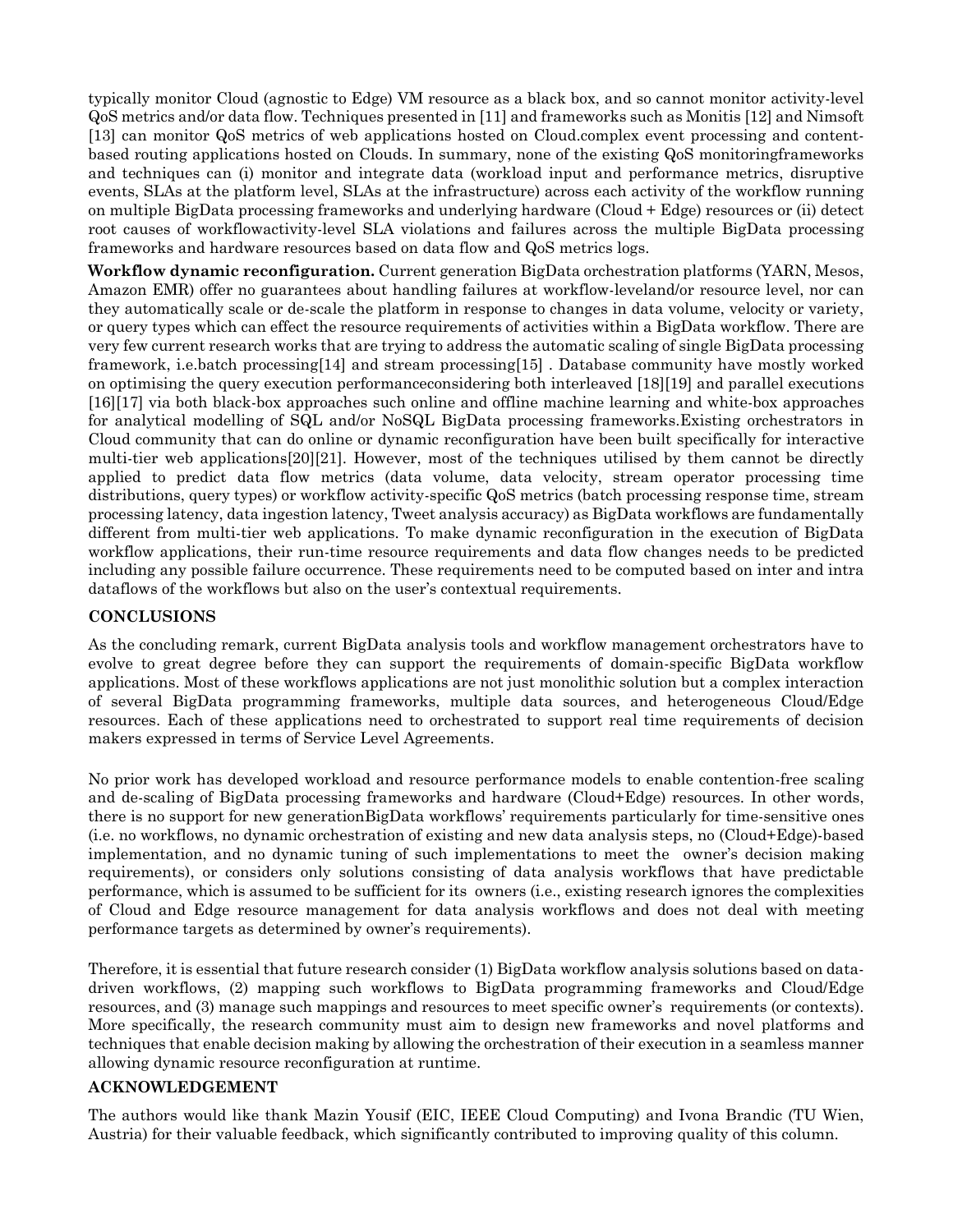typically monitor Cloud (agnostic to Edge) VM resource as a black box, and so cannot monitor activity-level QoS metrics and/or data flow. Techniques presented in [11] and frameworks such as Monitis [12] and Nimsoft [13] can monitor QoS metrics of web applications hosted on Cloud.complex event processing and content-based routing applications hosted on Clouds. In summary, none of the existing QoS monitoringframeworks and techniques can (i) monitor and integrate data (workload input and performance metrics, disruptive events, SLAs at the platform level, SLAs at the infrastructure) across each activity of the workflow running on multiple BigData processing frameworks and underlying hardware (Cloud + Edge) resources or (ii) detect root causes of workflowactivity-level SLA violations and failures across the multiple BigData processing frameworks and hardware resources based on data flow and QoS metrics logs.

**Workflow dynamic reconfiguration.** Current generation BigData orchestration platforms (YARN, Mesos, Amazon EMR) offer no guarantees about handling failures at workflow-leveland/or resource level, nor can they automatically scale or de-scale the platform in response to changes in data volume, velocity or variety, or query types which can effect the resource requirements of activities within a BigData workflow. There are very few current research works that are trying to address the automatic scaling of single BigData processing framework, i.e.batch processing[14] and stream processing[15] . Database community have mostly worked on optimising the query execution performanceconsidering both interleaved [18][19] and parallel executions [16][17] via both black-box approaches such online and offline machine learning and white-box approaches for analytical modelling of SQL and/or NoSQL BigData processing frameworks.Existing orchestrators in Cloud community that can do online or dynamic reconfiguration have been built specifically for interactive multi-tier web applications[20][21]. However, most of the techniques utilised by them cannot be directly applied to predict data flow metrics (data volume, data velocity, stream operator processing time distributions, query types) or workflow activity-specific QoS metrics (batch processing response time, stream processing latency, data ingestion latency, Tweet analysis accuracy) as BigData workflows are fundamentally different from multi-tier web applications. To make dynamic reconfiguration in the execution of BigData workflow applications, their run-time resource requirements and data flow changes needs to be predicted including any possible failure occurrence. These requirements need to be computed based on inter and intra dataflows of the workflows but also on the user's contextual requirements.

## CONCLUSIONS

As the concluding remark, current BigData analysis tools and workflow management orchestrators have to evolve to great degree before they can support the requirements of domain-specific BigData workflow applications. Most of these workflows applications are not just monolithic solution but a complex interaction of several BigData programming frameworks, multiple data sources, and heterogeneous Cloud/Edge resources. Each of these applications need to orchestrated to support real time requirements of decision makers expressed in terms of Service Level Agreements.

No prior work has developed workload and resource performance models to enable contention-free scaling and de-scaling of BigData processing frameworks and hardware (Cloud+Edge) resources. In other words, there is no support for new generationBigData workflows' requirements particularly for time-sensitive ones (i.e. no workflows, no dynamic orchestration of existing and new data analysis steps, no (Cloud+Edge)-based implementation, and no dynamic tuning of such implementations to meet the owner's decision making requirements), or considers only solutions consisting of data analysis workflows that have predictable performance, which is assumed to be sufficient for its owners (i.e., existing research ignores the complexities of Cloud and Edge resource management for data analysis workflows and does not deal with meeting performance targets as determined by owner's requirements).

Therefore, it is essential that future research consider (1) BigData workflow analysis solutions based on data-driven workflows, (2) mapping such workflows to BigData programming frameworks and Cloud/Edge resources, and (3) manage such mappings and resources to meet specific owner's requirements (or contexts). More specifically, the research community must aim to design new frameworks and novel platforms and techniques that enable decision making by allowing the orchestration of their execution in a seamless manner allowing dynamic resource reconfiguration at runtime.

## ACKNOWLEDGEMENT

The authors would like thank Mazin Yousif (EIC, IEEE Cloud Computing) and Ivona Brandic (TU Wien, Austria) for their valuable feedback, which significantly contributed to improving quality of this column.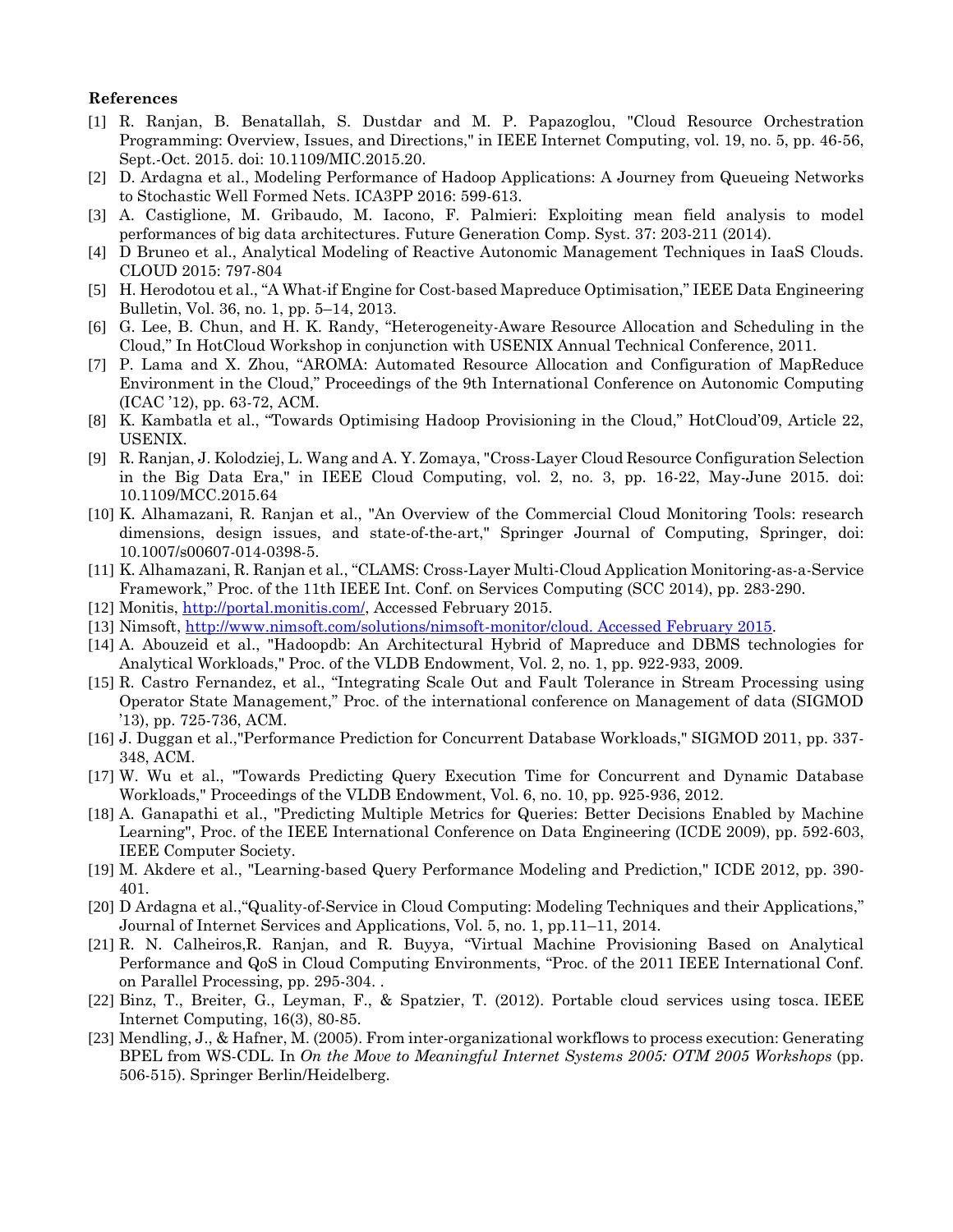**References**

[1] R. Ranjan, B. Benatallah, S. Dustdar and M. P. Papazoglou, "Cloud Resource Orchestration Programming: Overview, Issues, and Directions," in IEEE Internet Computing, vol. 19, no. 5, pp. 46-56, Sept.-Oct. 2015. doi: 10.1109/MIC.2015.20.

[2] D. Ardagna et al., Modeling Performance of Hadoop Applications: A Journey from Queueing Networks to Stochastic Well Formed Nets. ICA3PP 2016: 599-613.

[3] A. Castiglione, M. Gribaudo, M. Iacono, F. Palmieri: Exploiting mean field analysis to model performances of big data architectures. Future Generation Comp. Syst. 37: 203-211 (2014).

[4] D Bruneo et al., Analytical Modeling of Reactive Autonomic Management Techniques in IaaS Clouds. CLOUD 2015: 797-804

[5] H. Herodotou et al., "A What-if Engine for Cost-based Mapreduce Optimisation," IEEE Data Engineering Bulletin, Vol. 36, no. 1, pp. 5–14, 2013.

[6] G. Lee, B. Chun, and H. K. Randy, "Heterogeneity-Aware Resource Allocation and Scheduling in the Cloud," In HotCloud Workshop in conjunction with USENIX Annual Technical Conference, 2011.

[7] P. Lama and X. Zhou, "AROMA: Automated Resource Allocation and Configuration of MapReduce Environment in the Cloud," Proceedings of the 9th International Conference on Autonomic Computing (ICAC '12), pp. 63-72, ACM.

[8] K. Kambatla et al., "Towards Optimising Hadoop Provisioning in the Cloud," HotCloud'09, Article 22, USENIX.

[9] R. Ranjan, J. Kolodziej, L. Wang and A. Y. Zomaya, "Cross-Layer Cloud Resource Configuration Selection in the Big Data Era," in IEEE Cloud Computing, vol. 2, no. 3, pp. 16-22, May-June 2015. doi: 10.1109/MCC.2015.64

[10] K. Alhamazani, R. Ranjan et al., "An Overview of the Commercial Cloud Monitoring Tools: research dimensions, design issues, and state-of-the-art," Springer Journal of Computing, Springer, doi: 10.1007/s00607-014-0398-5.

[11] K. Alhamazani, R. Ranjan et al., "CLAMS: Cross-Layer Multi-Cloud Application Monitoring-as-a-Service Framework," Proc. of the 11th IEEE Int. Conf. on Services Computing (SCC 2014), pp. 283-290.

[12] Monitis, http://portal.monitis.com/, Accessed February 2015.

[13] Nimsoft, http://www.nimsoft.com/solutions/nimsoft-monitor/cloud. Accessed February 2015.

[14] A. Abouzeid et al., "Hadoopdb: An Architectural Hybrid of Mapreduce and DBMS technologies for Analytical Workloads," Proc. of the VLDB Endowment, Vol. 2, no. 1, pp. 922-933, 2009.

[15] R. Castro Fernandez, et al., "Integrating Scale Out and Fault Tolerance in Stream Processing using Operator State Management," Proc. of the international conference on Management of data (SIGMOD '13), pp. 725-736, ACM.

[16] J. Duggan et al.,"Performance Prediction for Concurrent Database Workloads," SIGMOD 2011, pp. 337-348, ACM.

[17] W. Wu et al., "Towards Predicting Query Execution Time for Concurrent and Dynamic Database Workloads," Proceedings of the VLDB Endowment, Vol. 6, no. 10, pp. 925-936, 2012.

[18] A. Ganapathi et al., "Predicting Multiple Metrics for Queries: Better Decisions Enabled by Machine Learning", Proc. of the IEEE International Conference on Data Engineering (ICDE 2009), pp. 592-603, IEEE Computer Society.

[19] M. Akdere et al., "Learning-based Query Performance Modeling and Prediction," ICDE 2012, pp. 390-401.

[20] D Ardagna et al.,"Quality-of-Service in Cloud Computing: Modeling Techniques and their Applications," Journal of Internet Services and Applications, Vol. 5, no. 1, pp.11–11, 2014.

[21] R. N. Calheiros,R. Ranjan, and R. Buyya, "Virtual Machine Provisioning Based on Analytical Performance and QoS in Cloud Computing Environments, "Proc. of the 2011 IEEE International Conf. on Parallel Processing, pp. 295-304. .

[22] Binz, T., Breiter, G., Leyman, F., & Spatzier, T. (2012). Portable cloud services using tosca. IEEE Internet Computing, 16(3), 80-85.

[23] Mendling, J., & Hafner, M. (2005). From inter-organizational workflows to process execution: Generating BPEL from WS-CDL. In *On the Move to Meaningful Internet Systems 2005: OTM 2005 Workshops* (pp. 506-515). Springer Berlin/Heidelberg.